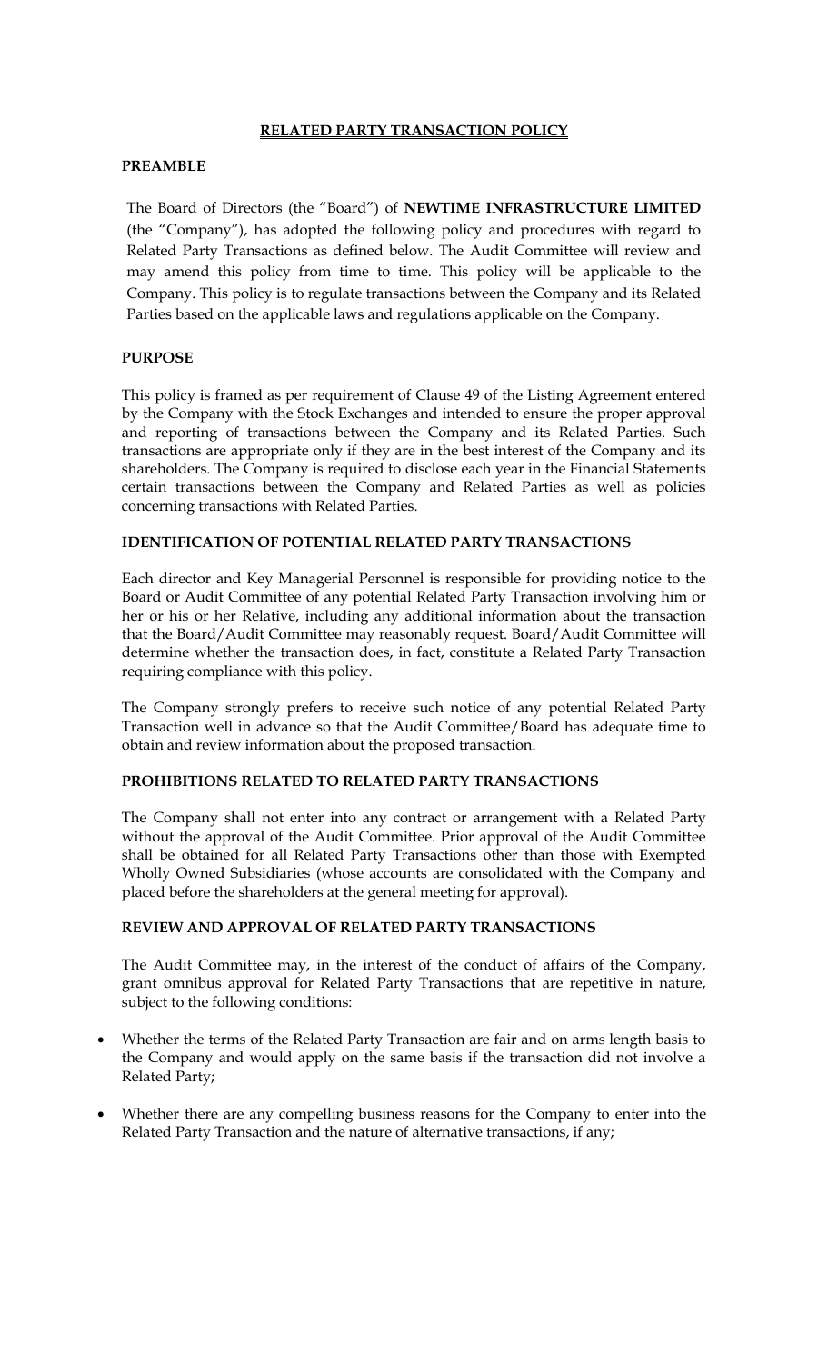# RELATED PARTY TRANSACTION POLICY

## PREAMBLE

The Board of Directors (the "Board") of **NEWTIME INFRASTRUCTURE LIMITED** (the "Company"), has adopted the following policy and procedures with regard to Related Party Transactions as defined below. The Audit Committee will review and may amend this policy from time to time. This policy will be applicable to the Company. This policy is to regulate transactions between the Company and its Related Parties based on the applicable laws and regulations applicable on the Company.

## PURPOSE

This policy is framed as per requirement of Clause 49 of the Listing Agreement entered by the Company with the Stock Exchanges and intended to ensure the proper approval and reporting of transactions between the Company and its Related Parties. Such transactions are appropriate only if they are in the best interest of the Company and its shareholders. The Company is required to disclose each year in the Financial Statements certain transactions between the Company and Related Parties as well as policies concerning transactions with Related Parties.

## IDENTIFICATION OF POTENTIAL RELATED PARTY TRANSACTIONS

Each director and Key Managerial Personnel is responsible for providing notice to the Board or Audit Committee of any potential Related Party Transaction involving him or her or his or her Relative, including any additional information about the transaction that the Board/Audit Committee may reasonably request. Board/Audit Committee will determine whether the transaction does, in fact, constitute a Related Party Transaction requiring compliance with this policy.

The Company strongly prefers to receive such notice of any potential Related Party Transaction well in advance so that the Audit Committee/Board has adequate time to obtain and review information about the proposed transaction.

## PROHIBITIONS RELATED TO RELATED PARTY TRANSACTIONS

The Company shall not enter into any contract or arrangement with a Related Party without the approval of the Audit Committee. Prior approval of the Audit Committee shall be obtained for all Related Party Transactions other than those with Exempted Wholly Owned Subsidiaries (whose accounts are consolidated with the Company and placed before the shareholders at the general meeting for approval).

## REVIEW AND APPROVAL OF RELATED PARTY TRANSACTIONS

The Audit Committee may, in the interest of the conduct of affairs of the Company, grant omnibus approval for Related Party Transactions that are repetitive in nature, subject to the following conditions:

- Whether the terms of the Related Party Transaction are fair and on arms length basis to the Company and would apply on the same basis if the transaction did not involve a Related Party;
- Whether there are any compelling business reasons for the Company to enter into the Related Party Transaction and the nature of alternative transactions, if any;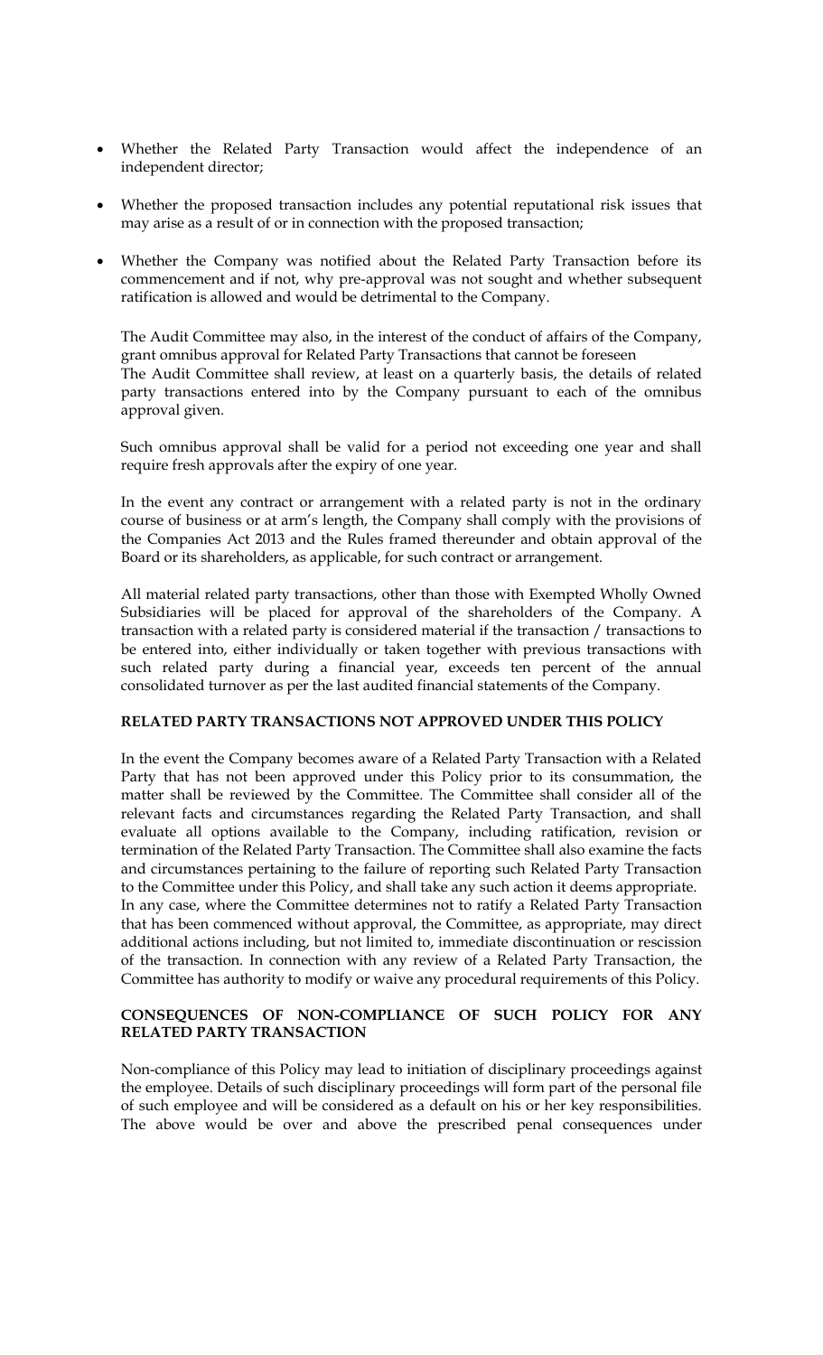- Whether the Related Party Transaction would affect the independence of an independent director;
- Whether the proposed transaction includes any potential reputational risk issues that may arise as a result of or in connection with the proposed transaction;
- Whether the Company was notified about the Related Party Transaction before its commencement and if not, why pre-approval was not sought and whether subsequent ratification is allowed and would be detrimental to the Company.

The Audit Committee may also, in the interest of the conduct of affairs of the Company, grant omnibus approval for Related Party Transactions that cannot be foreseen
The Audit Committee shall review, at least on a quarterly basis, the details of related party transactions entered into by the Company pursuant to each of the omnibus approval given.

Such omnibus approval shall be valid for a period not exceeding one year and shall require fresh approvals after the expiry of one year.

In the event any contract or arrangement with a related party is not in the ordinary course of business or at arm's length, the Company shall comply with the provisions of the Companies Act 2013 and the Rules framed thereunder and obtain approval of the Board or its shareholders, as applicable, for such contract or arrangement.

All material related party transactions, other than those with Exempted Wholly Owned Subsidiaries will be placed for approval of the shareholders of the Company. A transaction with a related party is considered material if the transaction / transactions to be entered into, either individually or taken together with previous transactions with such related party during a financial year, exceeds ten percent of the annual consolidated turnover as per the last audited financial statements of the Company.

**RELATED PARTY TRANSACTIONS NOT APPROVED UNDER THIS POLICY**

In the event the Company becomes aware of a Related Party Transaction with a Related Party that has not been approved under this Policy prior to its consummation, the matter shall be reviewed by the Committee. The Committee shall consider all of the relevant facts and circumstances regarding the Related Party Transaction, and shall evaluate all options available to the Company, including ratification, revision or termination of the Related Party Transaction. The Committee shall also examine the facts and circumstances pertaining to the failure of reporting such Related Party Transaction to the Committee under this Policy, and shall take any such action it deems appropriate.
In any case, where the Committee determines not to ratify a Related Party Transaction that has been commenced without approval, the Committee, as appropriate, may direct additional actions including, but not limited to, immediate discontinuation or rescission of the transaction. In connection with any review of a Related Party Transaction, the Committee has authority to modify or waive any procedural requirements of this Policy.

**CONSEQUENCES OF NON-COMPLIANCE OF SUCH POLICY FOR ANY RELATED PARTY TRANSACTION**

Non-compliance of this Policy may lead to initiation of disciplinary proceedings against the employee. Details of such disciplinary proceedings will form part of the personal file of such employee and will be considered as a default on his or her key responsibilities. The above would be over and above the prescribed penal consequences under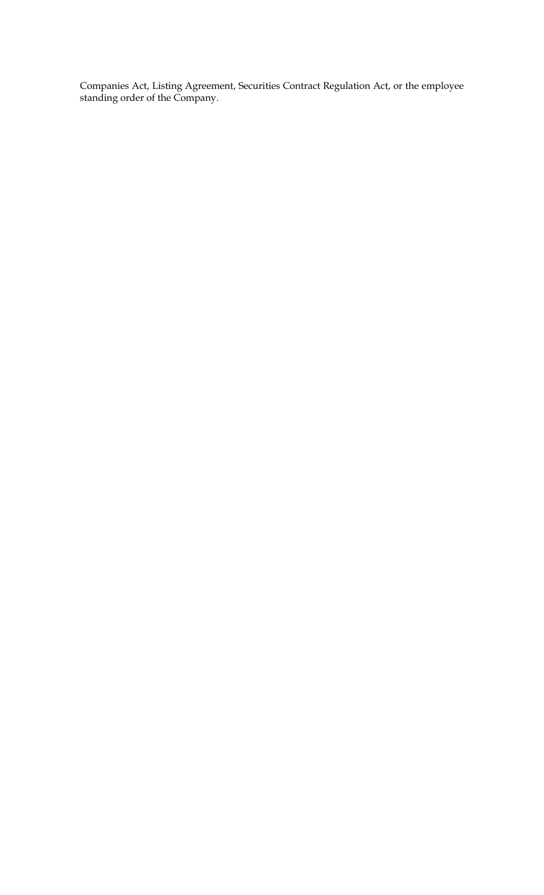Companies Act, Listing Agreement, Securities Contract Regulation Act, or the employee standing order of the Company.